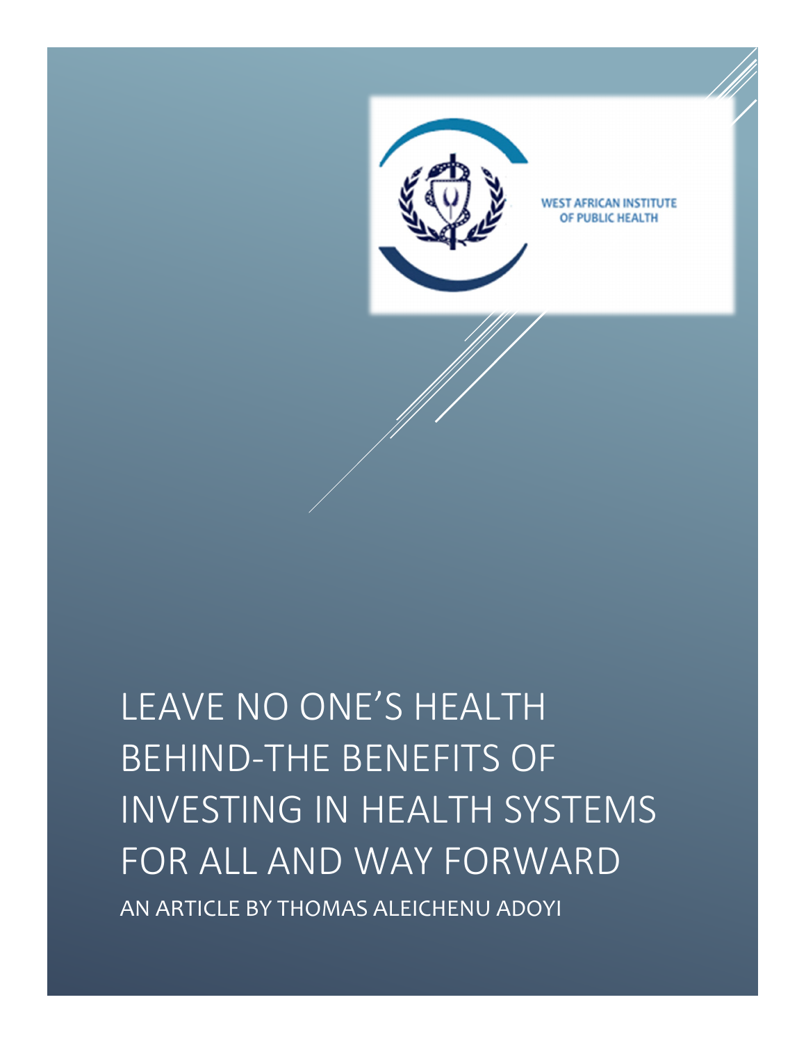WEST AFRICAN INSTITUTE OF PUBLIC HEALTH

# LEAVE NO ONE'S HEALTH BEHIND-THE BENEFITS OF INVESTING IN HEALTH SYSTEMS FOR ALL AND WAY FORWARD

AN ARTICLE BY THOMAS ALEICHENU ADOYI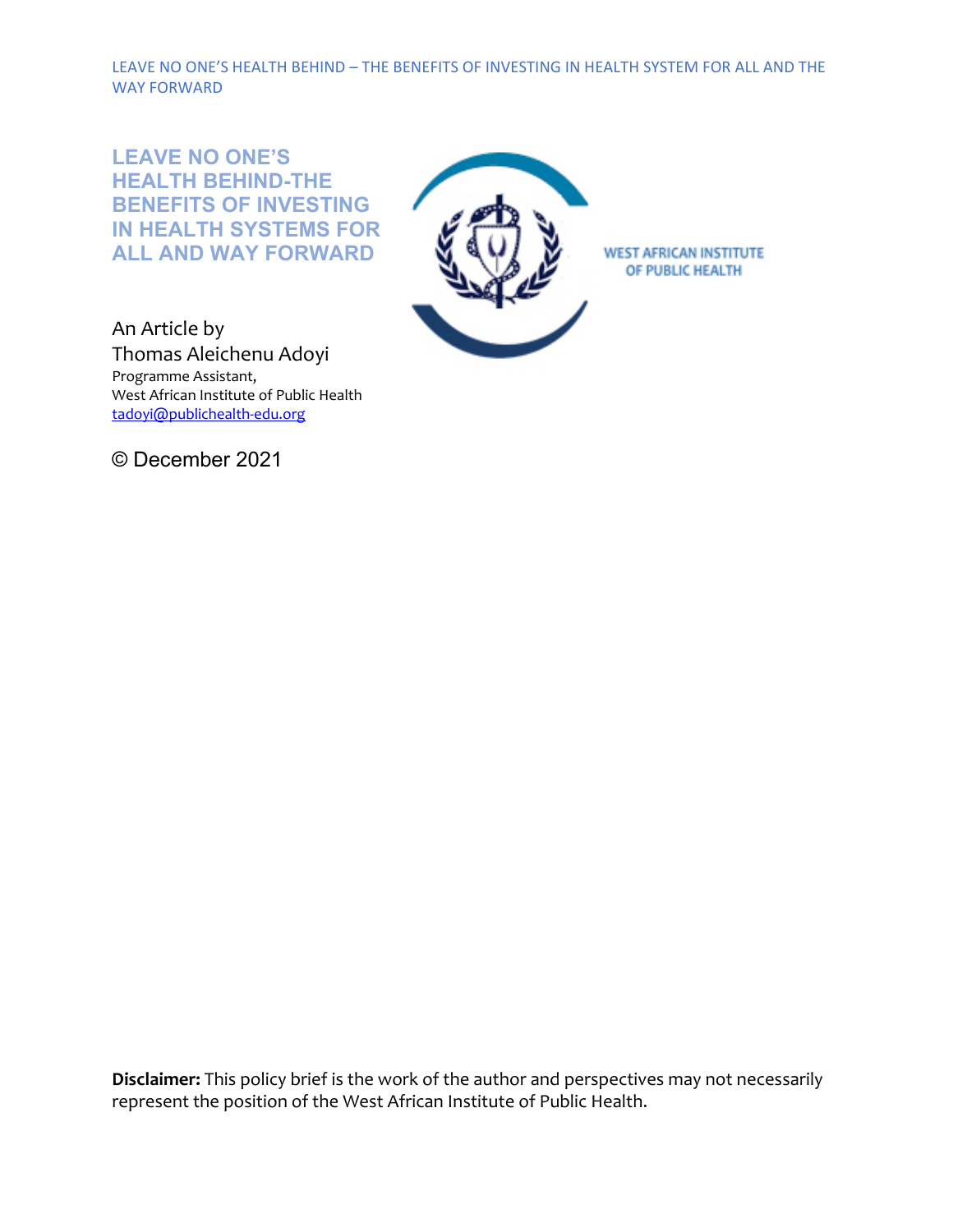# LEAVE NO ONE'S HEALTH BEHIND-THE BENEFITS OF INVESTING IN HEALTH SYSTEMS FOR ALL AND WAY FORWARD

WEST AFRICAN INSTITUTE OF PUBLIC HEALTH

An Article by
Thomas Aleichenu Adoyi
Programme Assistant,
West African Institute of Public Health
tadoyi@publichealth-edu.org

© December 2021

**Disclaimer:** This policy brief is the work of the author and perspectives may not necessarily represent the position of the West African Institute of Public Health.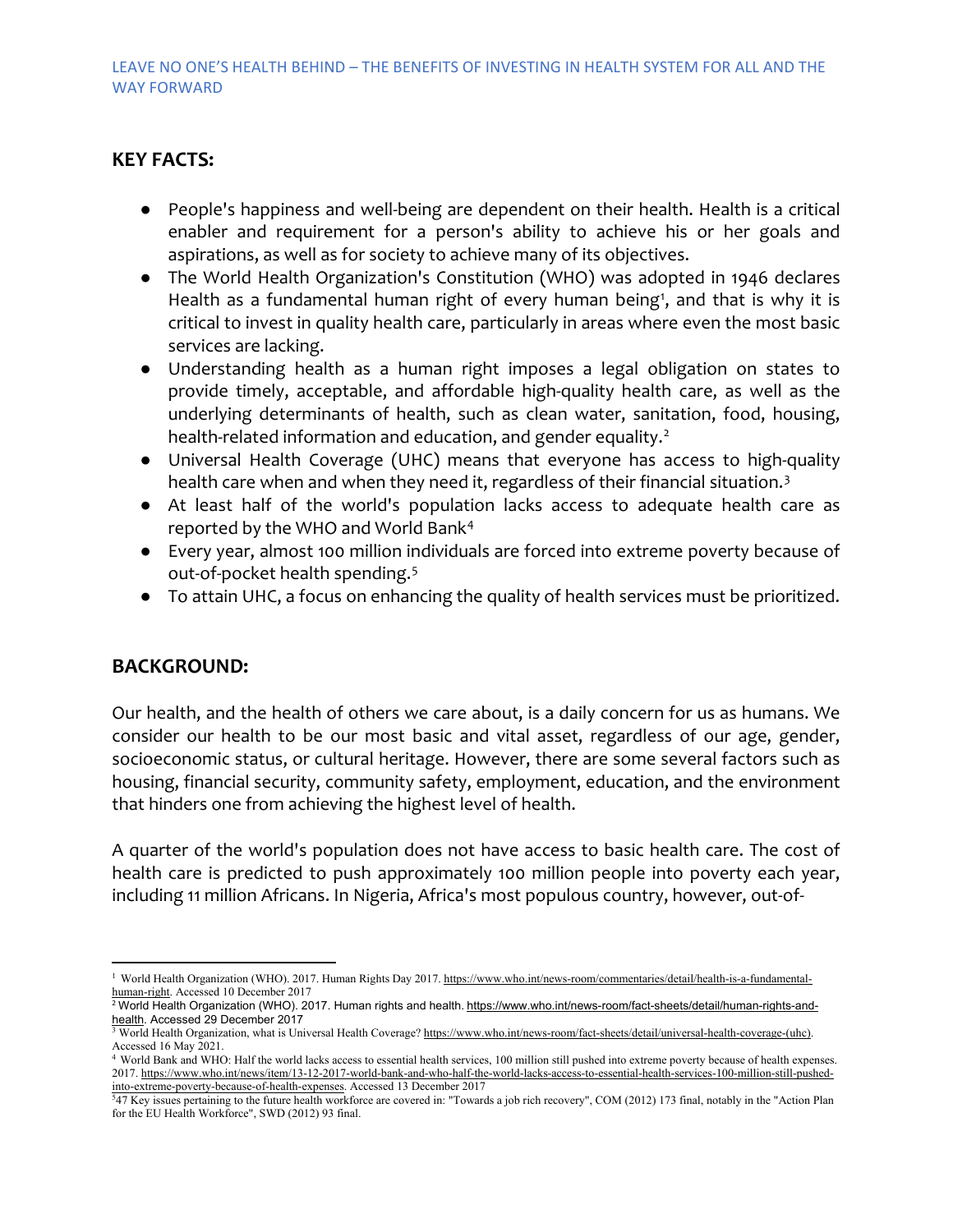LEAVE NO ONE'S HEALTH BEHIND – THE BENEFITS OF INVESTING IN HEALTH SYSTEM FOR ALL AND THE WAY FORWARD

## KEY FACTS:

- People's happiness and well-being are dependent on their health. Health is a critical enabler and requirement for a person's ability to achieve his or her goals and aspirations, as well as for society to achieve many of its objectives.
- The World Health Organization's Constitution (WHO) was adopted in 1946 declares Health as a fundamental human right of every human being[1], and that is why it is critical to invest in quality health care, particularly in areas where even the most basic services are lacking.
- Understanding health as a human right imposes a legal obligation on states to provide timely, acceptable, and affordable high-quality health care, as well as the underlying determinants of health, such as clean water, sanitation, food, housing, health-related information and education, and gender equality.[2]
- Universal Health Coverage (UHC) means that everyone has access to high-quality health care when and when they need it, regardless of their financial situation.[3]
- At least half of the world's population lacks access to adequate health care as reported by the WHO and World Bank[4]
- Every year, almost 100 million individuals are forced into extreme poverty because of out-of-pocket health spending.[5]
- To attain UHC, a focus on enhancing the quality of health services must be prioritized.

## BACKGROUND:

Our health, and the health of others we care about, is a daily concern for us as humans. We consider our health to be our most basic and vital asset, regardless of our age, gender, socioeconomic status, or cultural heritage. However, there are some several factors such as housing, financial security, community safety, employment, education, and the environment that hinders one from achieving the highest level of health.

A quarter of the world's population does not have access to basic health care. The cost of health care is predicted to push approximately 100 million people into poverty each year, including 11 million Africans. In Nigeria, Africa's most populous country, however, out-of-

---

[1] World Health Organization (WHO). 2017. Human Rights Day 2017. https://www.who.int/news-room/commentaries/detail/health-is-a-fundamental-human-right. Accessed 10 December 2017

[2] World Health Organization (WHO). 2017. Human rights and health. https://www.who.int/news-room/fact-sheets/detail/human-rights-and-health. Accessed 29 December 2017

[3] World Health Organization, what is Universal Health Coverage? https://www.who.int/news-room/fact-sheets/detail/universal-health-coverage-(uhc). Accessed 16 May 2021.

[4] World Bank and WHO: Half the world lacks access to essential health services, 100 million still pushed into extreme poverty because of health expenses. 2017. https://www.who.int/news/item/13-12-2017-world-bank-and-who-half-the-world-lacks-access-to-essential-health-services-100-million-still-pushed-into-extreme-poverty-because-of-health-expenses. Accessed 13 December 2017

[5]47 Key issues pertaining to the future health workforce are covered in: "Towards a job rich recovery", COM (2012) 173 final, notably in the "Action Plan for the EU Health Workforce", SWD (2012) 93 final.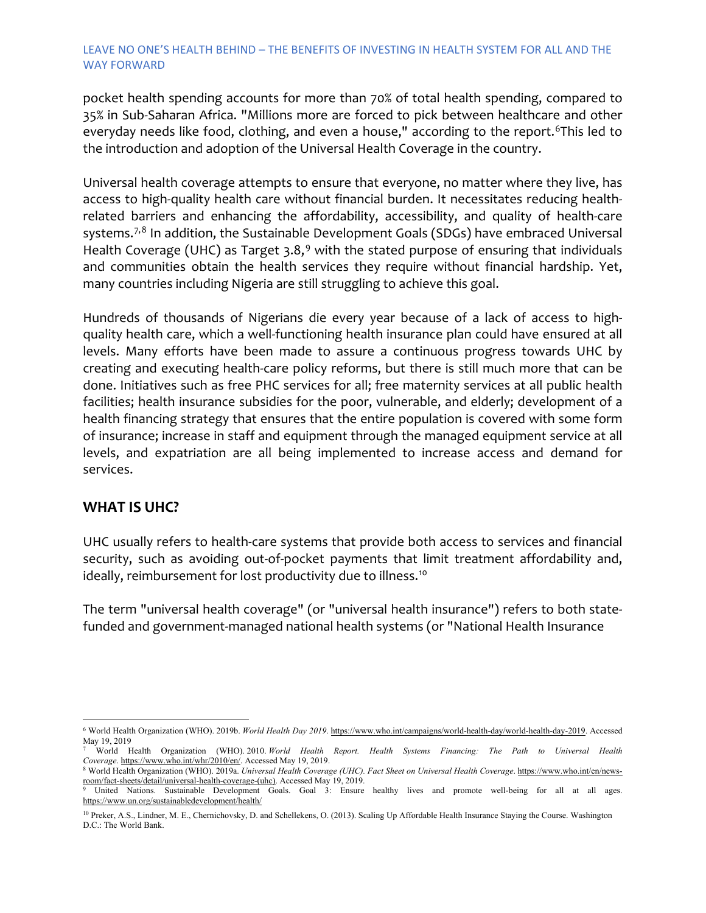pocket health spending accounts for more than 70% of total health spending, compared to 35% in Sub-Saharan Africa. "Millions more are forced to pick between healthcare and other everyday needs like food, clothing, and even a house," according to the report.[6]This led to the introduction and adoption of the Universal Health Coverage in the country.

Universal health coverage attempts to ensure that everyone, no matter where they live, has access to high-quality health care without financial burden. It necessitates reducing health-related barriers and enhancing the affordability, accessibility, and quality of health-care systems.[7,8] In addition, the Sustainable Development Goals (SDGs) have embraced Universal Health Coverage (UHC) as Target 3.8,[9] with the stated purpose of ensuring that individuals and communities obtain the health services they require without financial hardship. Yet, many countries including Nigeria are still struggling to achieve this goal.

Hundreds of thousands of Nigerians die every year because of a lack of access to high-quality health care, which a well-functioning health insurance plan could have ensured at all levels. Many efforts have been made to assure a continuous progress towards UHC by creating and executing health-care policy reforms, but there is still much more that can be done. Initiatives such as free PHC services for all; free maternity services at all public health facilities; health insurance subsidies for the poor, vulnerable, and elderly; development of a health financing strategy that ensures that the entire population is covered with some form of insurance; increase in staff and equipment through the managed equipment service at all levels, and expatriation are all being implemented to increase access and demand for services.

## WHAT IS UHC?

UHC usually refers to health-care systems that provide both access to services and financial security, such as avoiding out-of-pocket payments that limit treatment affordability and, ideally, reimbursement for lost productivity due to illness.[10]

The term "universal health coverage" (or "universal health insurance") refers to both state-funded and government-managed national health systems (or "National Health Insurance

---

[6] World Health Organization (WHO). 2019b. *World Health Day 2019*. https://www.who.int/campaigns/world-health-day/world-health-day-2019. Accessed May 19, 2019

[7] World Health Organization (WHO). 2010. *World Health Report. Health Systems Financing: The Path to Universal Health Coverage*. https://www.who.int/whr/2010/en/. Accessed May 19, 2019.

[8] World Health Organization (WHO). 2019a. *Universal Health Coverage (UHC). Fact Sheet on Universal Health Coverage*. https://www.who.int/en/news-room/fact-sheets/detail/universal-health-coverage-(uhc). Accessed May 19, 2019.

[9] United Nations. Sustainable Development Goals. Goal 3: Ensure healthy lives and promote well-being for all at all ages. https://www.un.org/sustainabledevelopment/health/

[10] Preker, A.S., Lindner, M. E., Chernichovsky, D. and Schellekens, O. (2013). Scaling Up Affordable Health Insurance Staying the Course. Washington D.C.: The World Bank.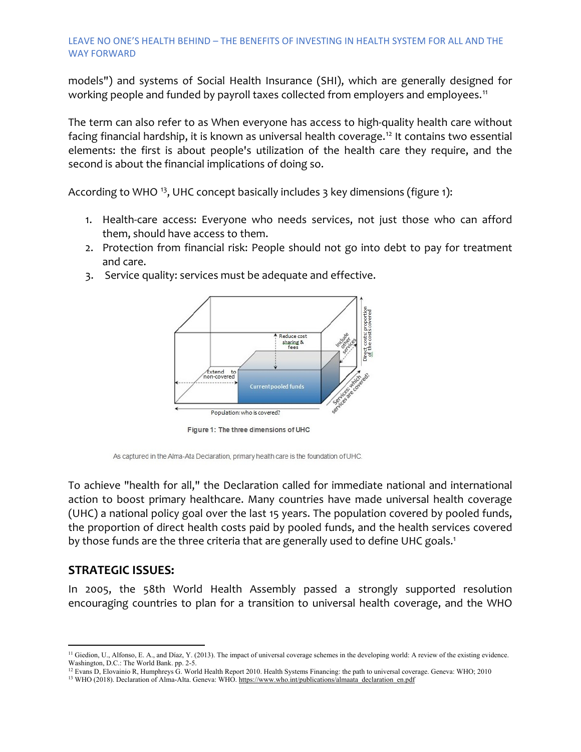models") and systems of Social Health Insurance (SHI), which are generally designed for working people and funded by payroll taxes collected from employers and employees.[11]

The term can also refer to as When everyone has access to high-quality health care without facing financial hardship, it is known as universal health coverage.[12] It contains two essential elements: the first is about people's utilization of the health care they require, and the second is about the financial implications of doing so.

According to WHO [13], UHC concept basically includes 3 key dimensions (figure 1):

1. Health-care access: Everyone who needs services, not just those who can afford them, should have access to them.
2. Protection from financial risk: People should not go into debt to pay for treatment and care.
3. Service quality: services must be adequate and effective.

Figure 1: The three dimensions of UHC

As captured in the Alma-Ata Declaration, primary health care is the foundation of UHC.

To achieve "health for all," the Declaration called for immediate national and international action to boost primary healthcare. Many countries have made universal health coverage (UHC) a national policy goal over the last 15 years. The population covered by pooled funds, the proportion of direct health costs paid by pooled funds, and the health services covered by those funds are the three criteria that are generally used to define UHC goals.[1]

## STRATEGIC ISSUES:

In 2005, the 58th World Health Assembly passed a strongly supported resolution encouraging countries to plan for a transition to universal health coverage, and the WHO

---

[11] Giedion, U., Alfonso, E. A., and Díaz, Y. (2013). The impact of universal coverage schemes in the developing world: A review of the existing evidence. Washington, D.C.: The World Bank. pp. 2-5.

[12] Evans D, Elovainio R, Humphreys G. World Health Report 2010. Health Systems Financing: the path to universal coverage. Geneva: WHO; 2010

[13] WHO (2018). Declaration of Alma-Alta. Geneva: WHO. https://www.who.int/publications/almaata_declaration_en.pdf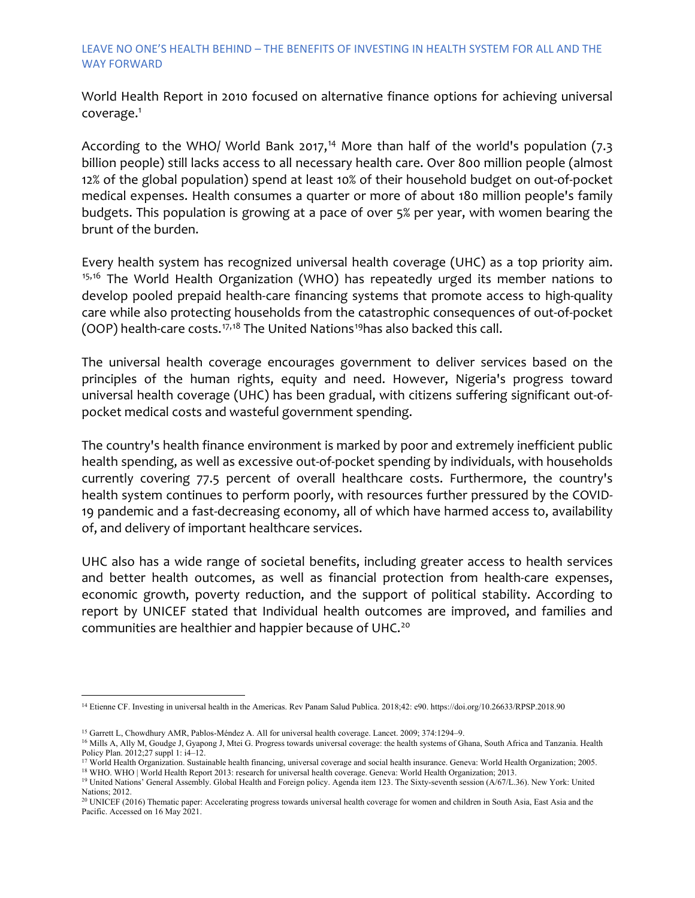World Health Report in 2010 focused on alternative finance options for achieving universal coverage.[1]

According to the WHO/ World Bank 2017,[14] More than half of the world's population (7.3 billion people) still lacks access to all necessary health care. Over 800 million people (almost 12% of the global population) spend at least 10% of their household budget on out-of-pocket medical expenses. Health consumes a quarter or more of about 180 million people's family budgets. This population is growing at a pace of over 5% per year, with women bearing the brunt of the burden.

Every health system has recognized universal health coverage (UHC) as a top priority aim.[15,16] The World Health Organization (WHO) has repeatedly urged its member nations to develop pooled prepaid health-care financing systems that promote access to high-quality care while also protecting households from the catastrophic consequences of out-of-pocket (OOP) health-care costs.[17,18] The United Nations[19]has also backed this call.

The universal health coverage encourages government to deliver services based on the principles of the human rights, equity and need. However, Nigeria's progress toward universal health coverage (UHC) has been gradual, with citizens suffering significant out-of-pocket medical costs and wasteful government spending.

The country's health finance environment is marked by poor and extremely inefficient public health spending, as well as excessive out-of-pocket spending by individuals, with households currently covering 77.5 percent of overall healthcare costs. Furthermore, the country's health system continues to perform poorly, with resources further pressured by the COVID-19 pandemic and a fast-decreasing economy, all of which have harmed access to, availability of, and delivery of important healthcare services.

UHC also has a wide range of societal benefits, including greater access to health services and better health outcomes, as well as financial protection from health-care expenses, economic growth, poverty reduction, and the support of political stability. According to report by UNICEF stated that Individual health outcomes are improved, and families and communities are healthier and happier because of UHC.[20]

---

[14] Etienne CF. Investing in universal health in the Americas. Rev Panam Salud Publica. 2018;42: e90. https://doi.org/10.26633/RPSP.2018.90

[15] Garrett L, Chowdhury AMR, Pablos-Méndez A. All for universal health coverage. Lancet. 2009; 374:1294–9.

[16] Mills A, Ally M, Goudge J, Gyapong J, Mtei G. Progress towards universal coverage: the health systems of Ghana, South Africa and Tanzania. Health Policy Plan. 2012;27 suppl 1: i4–12.

[17] World Health Organization. Sustainable health financing, universal coverage and social health insurance. Geneva: World Health Organization; 2005.

[18] WHO. WHO | World Health Report 2013: research for universal health coverage. Geneva: World Health Organization; 2013.

[19] United Nations' General Assembly. Global Health and Foreign policy. Agenda item 123. The Sixty-seventh session (A/67/L.36). New York: United Nations; 2012.

[20] UNICEF (2016) Thematic paper: Accelerating progress towards universal health coverage for women and children in South Asia, East Asia and the Pacific. Accessed on 16 May 2021.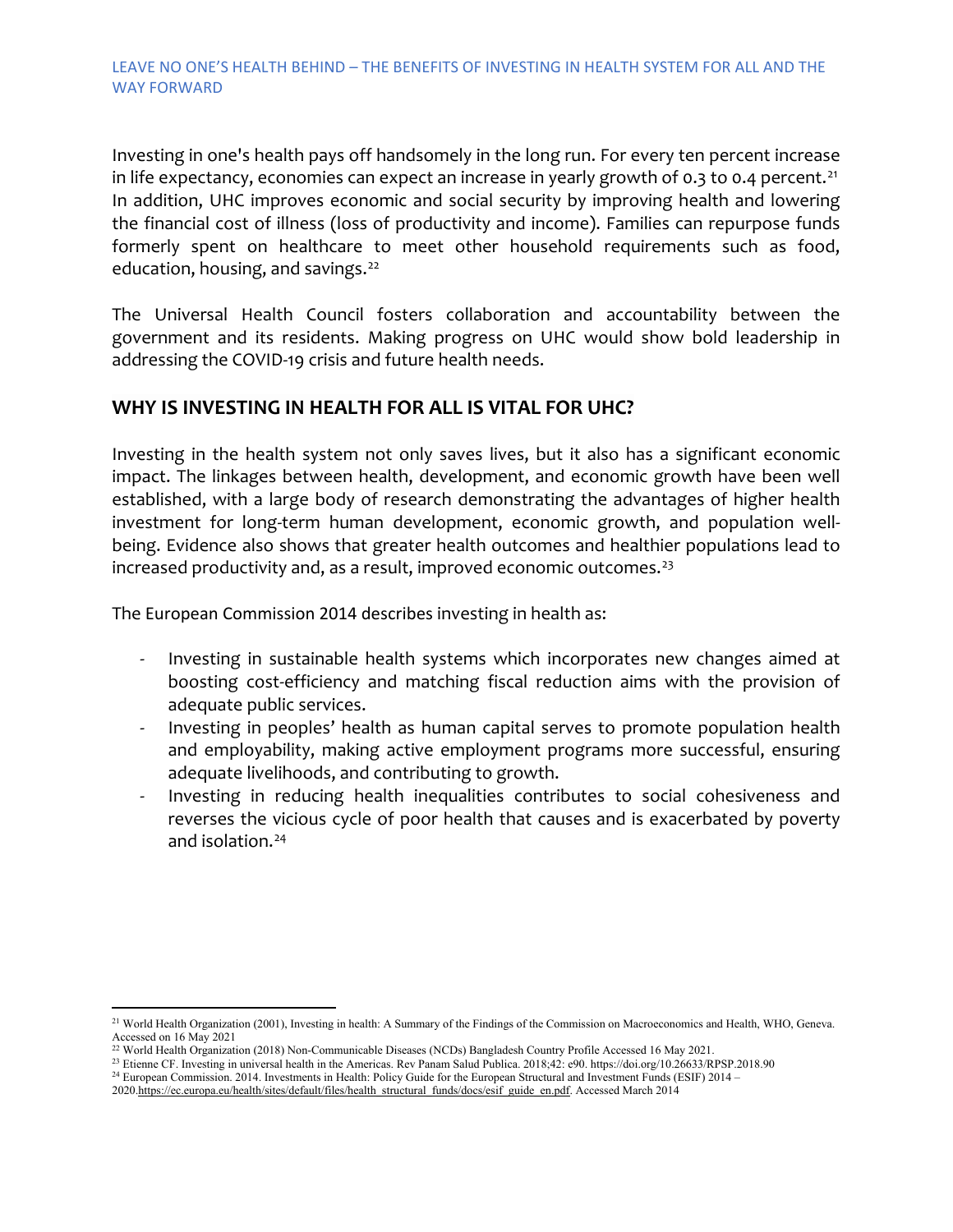Investing in one's health pays off handsomely in the long run. For every ten percent increase in life expectancy, economies can expect an increase in yearly growth of 0.3 to 0.4 percent.[21] In addition, UHC improves economic and social security by improving health and lowering the financial cost of illness (loss of productivity and income). Families can repurpose funds formerly spent on healthcare to meet other household requirements such as food, education, housing, and savings.[22]

The Universal Health Council fosters collaboration and accountability between the government and its residents. Making progress on UHC would show bold leadership in addressing the COVID-19 crisis and future health needs.

## WHY IS INVESTING IN HEALTH FOR ALL IS VITAL FOR UHC?

Investing in the health system not only saves lives, but it also has a significant economic impact. The linkages between health, development, and economic growth have been well established, with a large body of research demonstrating the advantages of higher health investment for long-term human development, economic growth, and population well-being. Evidence also shows that greater health outcomes and healthier populations lead to increased productivity and, as a result, improved economic outcomes.[23]

The European Commission 2014 describes investing in health as:

- Investing in sustainable health systems which incorporates new changes aimed at boosting cost-efficiency and matching fiscal reduction aims with the provision of adequate public services.
- Investing in peoples' health as human capital serves to promote population health and employability, making active employment programs more successful, ensuring adequate livelihoods, and contributing to growth.
- Investing in reducing health inequalities contributes to social cohesiveness and reverses the vicious cycle of poor health that causes and is exacerbated by poverty and isolation.[24]

---

[21] World Health Organization (2001), Investing in health: A Summary of the Findings of the Commission on Macroeconomics and Health, WHO, Geneva. Accessed on 16 May 2021

[22] World Health Organization (2018) Non-Communicable Diseases (NCDs) Bangladesh Country Profile Accessed 16 May 2021.

[23] Etienne CF. Investing in universal health in the Americas. Rev Panam Salud Publica. 2018;42: e90. https://doi.org/10.26633/RPSP.2018.90

[24] European Commission. 2014. Investments in Health: Policy Guide for the European Structural and Investment Funds (ESIF) 2014 – 2020.https://ec.europa.eu/health/sites/default/files/health_structural_funds/docs/esif_guide_en.pdf. Accessed March 2014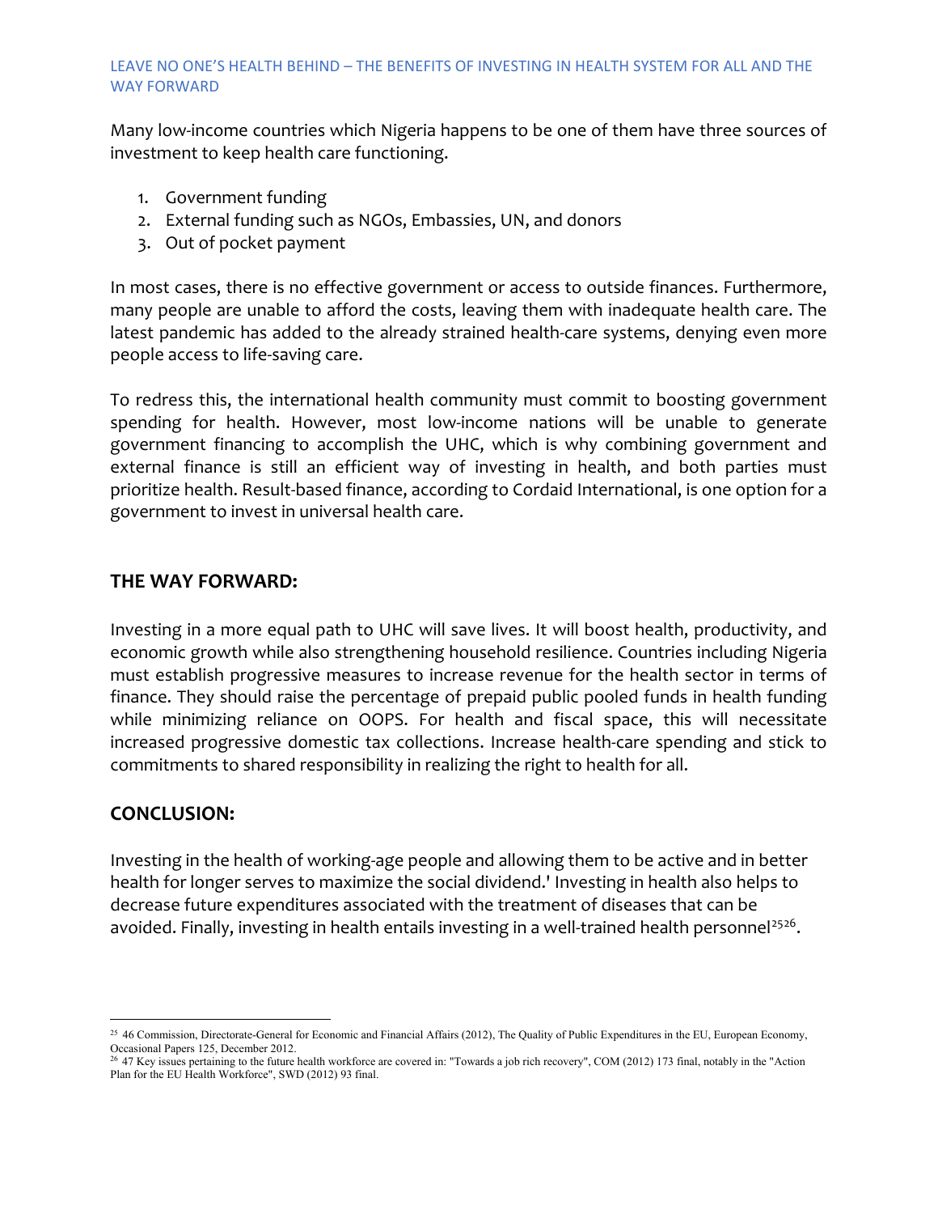Many low-income countries which Nigeria happens to be one of them have three sources of investment to keep health care functioning.

1. Government funding
2. External funding such as NGOs, Embassies, UN, and donors
3. Out of pocket payment

In most cases, there is no effective government or access to outside finances. Furthermore, many people are unable to afford the costs, leaving them with inadequate health care. The latest pandemic has added to the already strained health-care systems, denying even more people access to life-saving care.

To redress this, the international health community must commit to boosting government spending for health. However, most low-income nations will be unable to generate government financing to accomplish the UHC, which is why combining government and external finance is still an efficient way of investing in health, and both parties must prioritize health. Result-based finance, according to Cordaid International, is one option for a government to invest in universal health care.

## THE WAY FORWARD:

Investing in a more equal path to UHC will save lives. It will boost health, productivity, and economic growth while also strengthening household resilience. Countries including Nigeria must establish progressive measures to increase revenue for the health sector in terms of finance. They should raise the percentage of prepaid public pooled funds in health funding while minimizing reliance on OOPS. For health and fiscal space, this will necessitate increased progressive domestic tax collections. Increase health-care spending and stick to commitments to shared responsibility in realizing the right to health for all.

## CONCLUSION:

Investing in the health of working-age people and allowing them to be active and in better health for longer serves to maximize the social dividend.' Investing in health also helps to decrease future expenditures associated with the treatment of diseases that can be avoided. Finally, investing in health entails investing in a well-trained health personnel[25][26].

---

[25] 46 Commission, Directorate-General for Economic and Financial Affairs (2012), The Quality of Public Expenditures in the EU, European Economy, Occasional Papers 125, December 2012.

[26] 47 Key issues pertaining to the future health workforce are covered in: "Towards a job rich recovery", COM (2012) 173 final, notably in the "Action Plan for the EU Health Workforce", SWD (2012) 93 final.